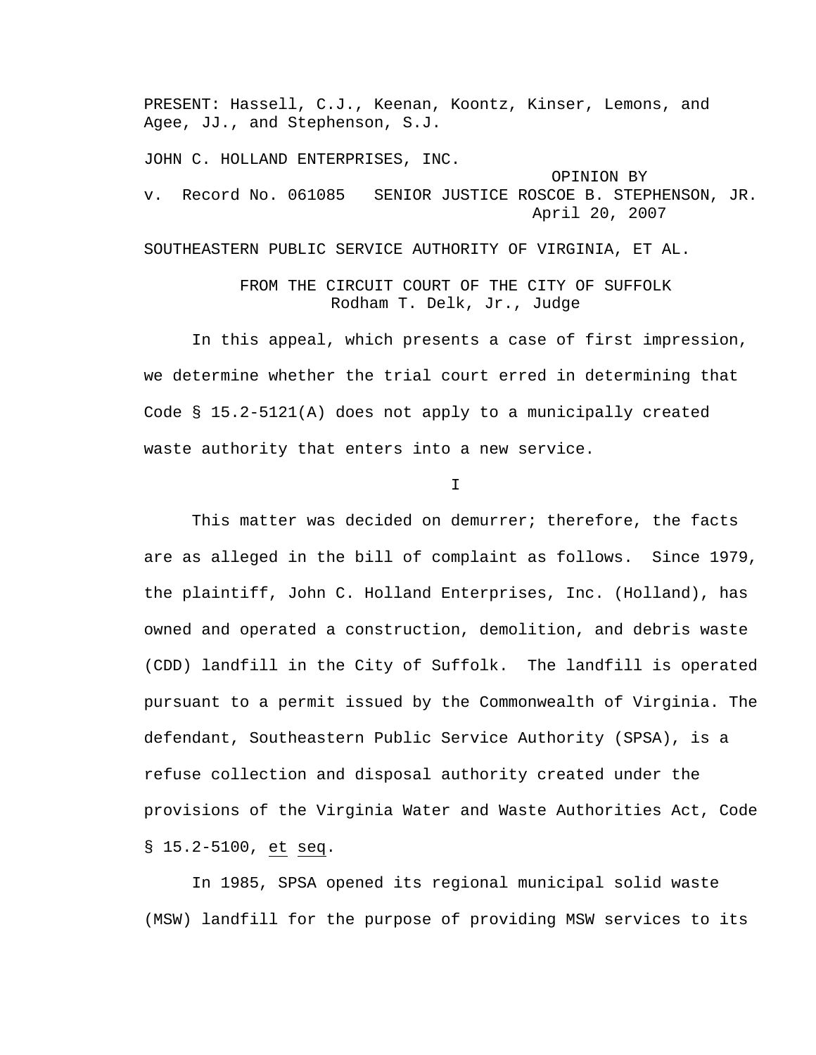PRESENT: Hassell, C.J., Keenan, Koontz, Kinser, Lemons, and Agee, JJ., and Stephenson, S.J.

JOHN C. HOLLAND ENTERPRISES, INC.

OPINION BY
v. Record No. 061085 SENIOR JUSTICE ROSCOE B. STEPHENSON, JR.
April 20, 2007

SOUTHEASTERN PUBLIC SERVICE AUTHORITY OF VIRGINIA, ET AL.

FROM THE CIRCUIT COURT OF THE CITY OF SUFFOLK
Rodham T. Delk, Jr., Judge

In this appeal, which presents a case of first impression, we determine whether the trial court erred in determining that Code § 15.2-5121(A) does not apply to a municipally created waste authority that enters into a new service.

I

This matter was decided on demurrer; therefore, the facts are as alleged in the bill of complaint as follows. Since 1979, the plaintiff, John C. Holland Enterprises, Inc. (Holland), has owned and operated a construction, demolition, and debris waste (CDD) landfill in the City of Suffolk. The landfill is operated pursuant to a permit issued by the Commonwealth of Virginia. The defendant, Southeastern Public Service Authority (SPSA), is a refuse collection and disposal authority created under the provisions of the Virginia Water and Waste Authorities Act, Code § 15.2-5100, et seq.

In 1985, SPSA opened its regional municipal solid waste (MSW) landfill for the purpose of providing MSW services to its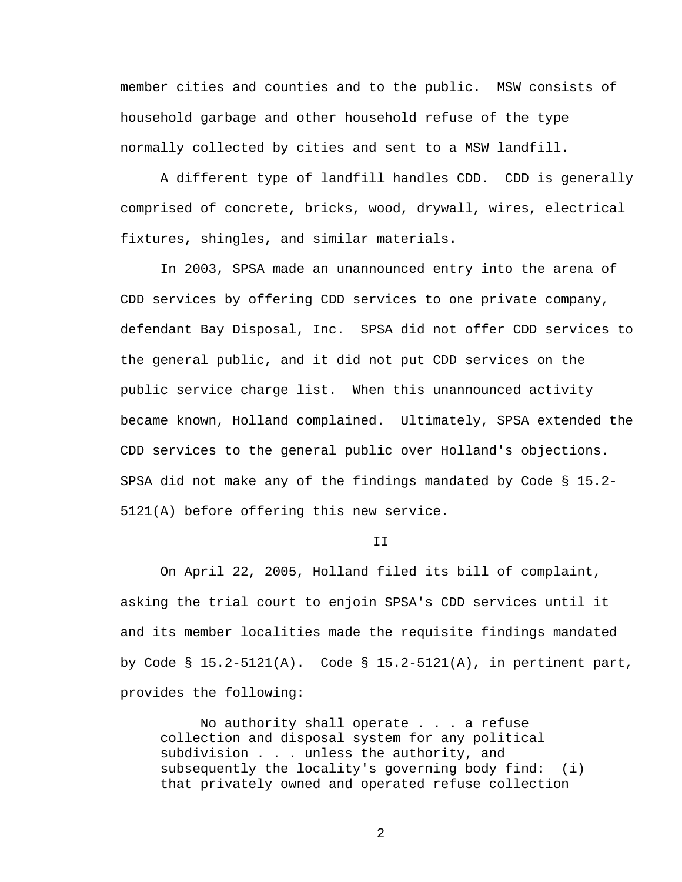member cities and counties and to the public. MSW consists of household garbage and other household refuse of the type normally collected by cities and sent to a MSW landfill.

A different type of landfill handles CDD. CDD is generally comprised of concrete, bricks, wood, drywall, wires, electrical fixtures, shingles, and similar materials.

In 2003, SPSA made an unannounced entry into the arena of CDD services by offering CDD services to one private company, defendant Bay Disposal, Inc. SPSA did not offer CDD services to the general public, and it did not put CDD services on the public service charge list. When this unannounced activity became known, Holland complained. Ultimately, SPSA extended the CDD services to the general public over Holland's objections. SPSA did not make any of the findings mandated by Code § 15.2-5121(A) before offering this new service.

## II

On April 22, 2005, Holland filed its bill of complaint, asking the trial court to enjoin SPSA's CDD services until it and its member localities made the requisite findings mandated by Code § 15.2-5121(A). Code § 15.2-5121(A), in pertinent part, provides the following:

> No authority shall operate . . . a refuse collection and disposal system for any political subdivision . . . unless the authority, and subsequently the locality's governing body find: (i) that privately owned and operated refuse collection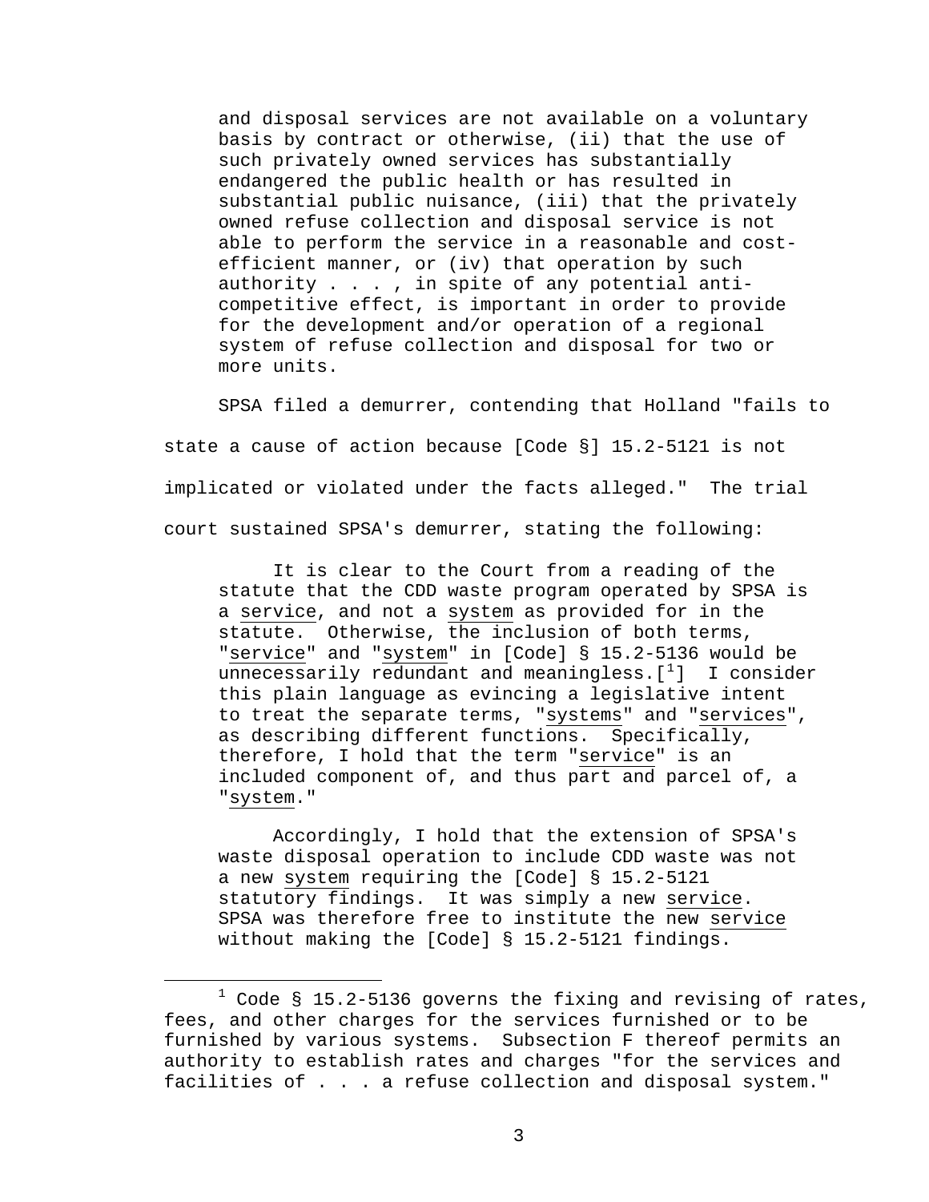> and disposal services are not available on a voluntary basis by contract or otherwise, (ii) that the use of such privately owned services has substantially endangered the public health or has resulted in substantial public nuisance, (iii) that the privately owned refuse collection and disposal service is not able to perform the service in a reasonable and cost-efficient manner, or (iv) that operation by such authority . . . , in spite of any potential anti-competitive effect, is important in order to provide for the development and/or operation of a regional system of refuse collection and disposal for two or more units.

SPSA filed a demurrer, contending that Holland "fails to state a cause of action because [Code §] 15.2-5121 is not implicated or violated under the facts alleged." The trial court sustained SPSA's demurrer, stating the following:

> It is clear to the Court from a reading of the statute that the CDD waste program operated by SPSA is a <u>service</u>, and not a <u>system</u> as provided for in the statute. Otherwise, the inclusion of both terms, "<u>service</u>" and "<u>system</u>" in [Code] § 15.2-5136 would be unnecessarily redundant and meaningless.[1] I consider this plain language as evincing a legislative intent to treat the separate terms, "<u>systems</u>" and "<u>services</u>", as describing different functions. Specifically, therefore, I hold that the term "<u>service</u>" is an included component of, and thus part and parcel of, a "<u>system</u>."
>
> Accordingly, I hold that the extension of SPSA's waste disposal operation to include CDD waste was not a new <u>system</u> requiring the [Code] § 15.2-5121 statutory findings. It was simply a new <u>service</u>. SPSA was therefore free to institute the new <u>service</u> without making the [Code] § 15.2-5121 findings.

---

[1] Code § 15.2-5136 governs the fixing and revising of rates, fees, and other charges for the services furnished or to be furnished by various systems. Subsection F thereof permits an authority to establish rates and charges "for the services and facilities of . . . a refuse collection and disposal system."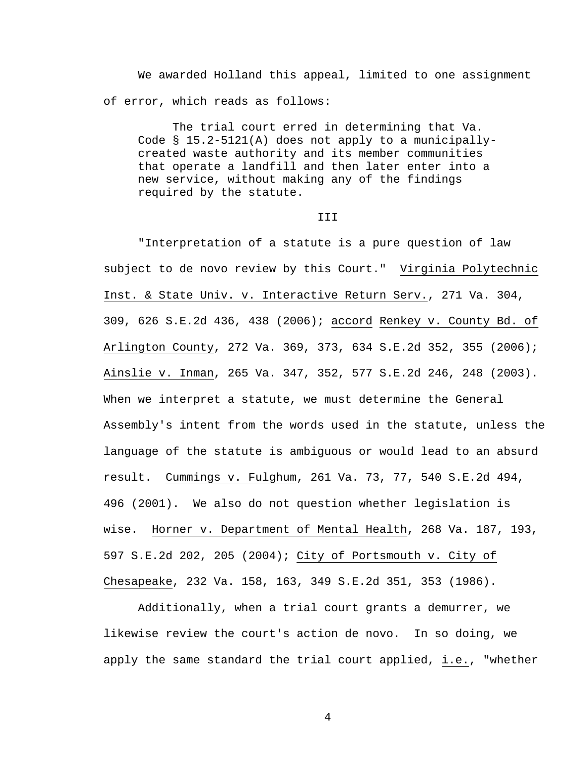We awarded Holland this appeal, limited to one assignment of error, which reads as follows:

> The trial court erred in determining that Va. Code § 15.2-5121(A) does not apply to a municipally-created waste authority and its member communities that operate a landfill and then later enter into a new service, without making any of the findings required by the statute.

III

"Interpretation of a statute is a pure question of law subject to de novo review by this Court." Virginia Polytechnic Inst. & State Univ. v. Interactive Return Serv., 271 Va. 304, 309, 626 S.E.2d 436, 438 (2006); accord Renkey v. County Bd. of Arlington County, 272 Va. 369, 373, 634 S.E.2d 352, 355 (2006); Ainslie v. Inman, 265 Va. 347, 352, 577 S.E.2d 246, 248 (2003). When we interpret a statute, we must determine the General Assembly's intent from the words used in the statute, unless the language of the statute is ambiguous or would lead to an absurd result. Cummings v. Fulghum, 261 Va. 73, 77, 540 S.E.2d 494, 496 (2001). We also do not question whether legislation is wise. Horner v. Department of Mental Health, 268 Va. 187, 193, 597 S.E.2d 202, 205 (2004); City of Portsmouth v. City of Chesapeake, 232 Va. 158, 163, 349 S.E.2d 351, 353 (1986).

Additionally, when a trial court grants a demurrer, we likewise review the court's action de novo. In so doing, we apply the same standard the trial court applied, i.e., "whether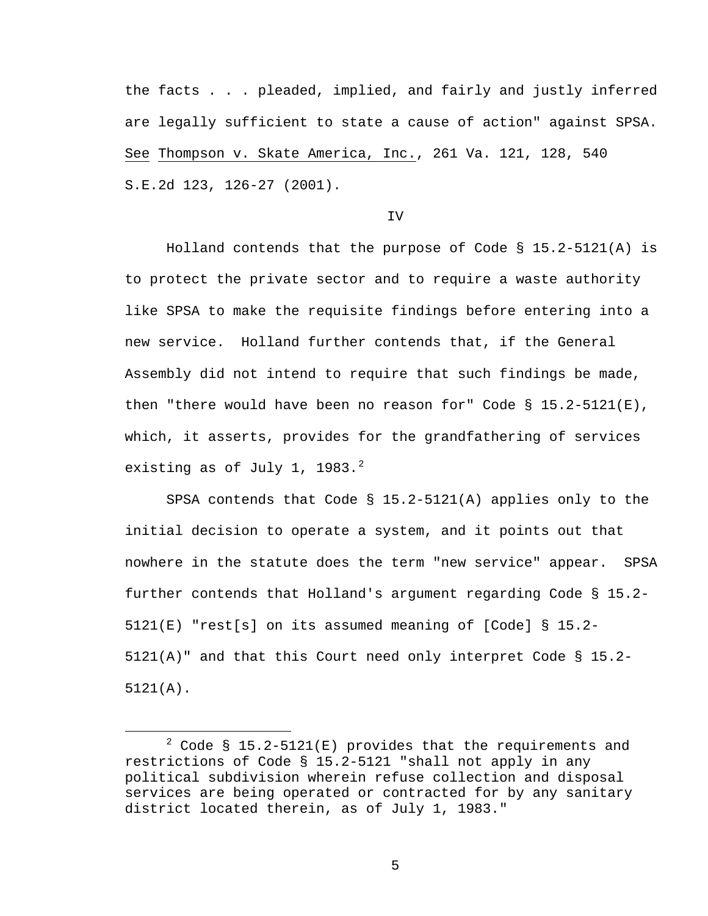the facts . . . pleaded, implied, and fairly and justly inferred are legally sufficient to state a cause of action" against SPSA. See Thompson v. Skate America, Inc., 261 Va. 121, 128, 540 S.E.2d 123, 126-27 (2001).

IV

Holland contends that the purpose of Code § 15.2-5121(A) is to protect the private sector and to require a waste authority like SPSA to make the requisite findings before entering into a new service. Holland further contends that, if the General Assembly did not intend to require that such findings be made, then "there would have been no reason for" Code § 15.2-5121(E), which, it asserts, provides for the grandfathering of services existing as of July 1, 1983.[2]

SPSA contends that Code § 15.2-5121(A) applies only to the initial decision to operate a system, and it points out that nowhere in the statute does the term "new service" appear. SPSA further contends that Holland's argument regarding Code § 15.2-5121(E) "rest[s] on its assumed meaning of [Code] § 15.2-5121(A)" and that this Court need only interpret Code § 15.2-5121(A).

[2] Code § 15.2-5121(E) provides that the requirements and restrictions of Code § 15.2-5121 "shall not apply in any political subdivision wherein refuse collection and disposal services are being operated or contracted for by any sanitary district located therein, as of July 1, 1983."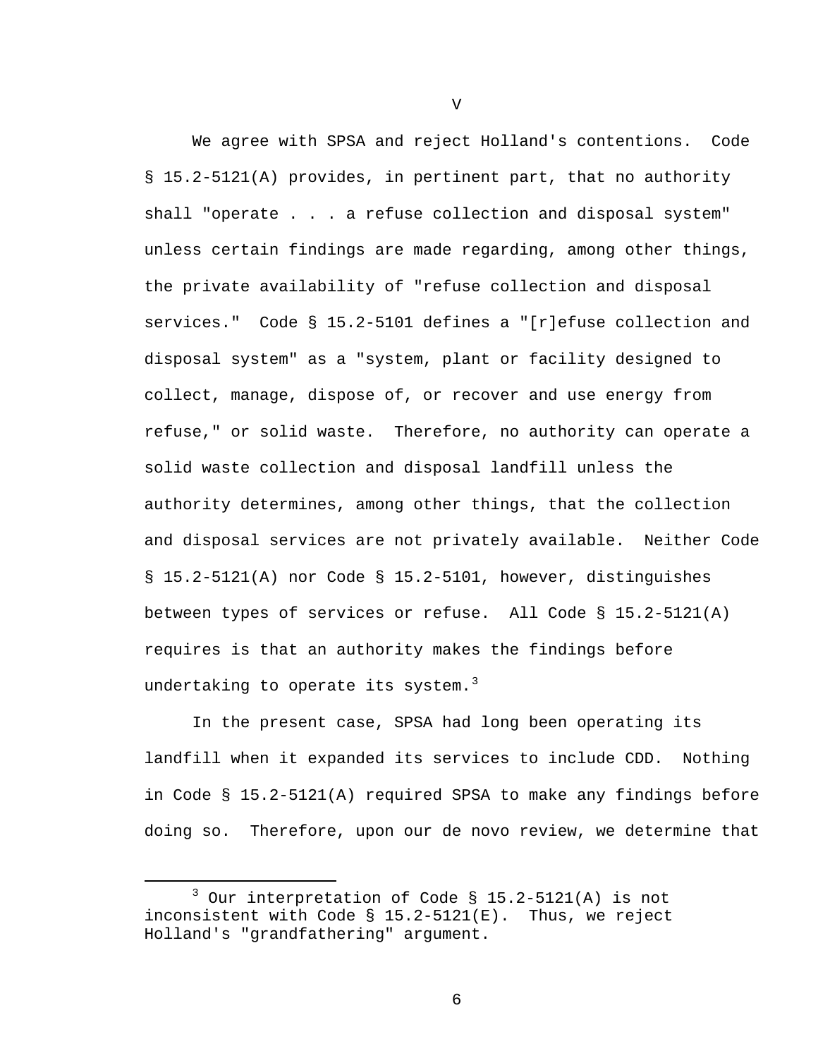V

We agree with SPSA and reject Holland's contentions. Code § 15.2-5121(A) provides, in pertinent part, that no authority shall "operate . . . a refuse collection and disposal system" unless certain findings are made regarding, among other things, the private availability of "refuse collection and disposal services." Code § 15.2-5101 defines a "[r]efuse collection and disposal system" as a "system, plant or facility designed to collect, manage, dispose of, or recover and use energy from refuse," or solid waste. Therefore, no authority can operate a solid waste collection and disposal landfill unless the authority determines, among other things, that the collection and disposal services are not privately available. Neither Code § 15.2-5121(A) nor Code § 15.2-5101, however, distinguishes between types of services or refuse. All Code § 15.2-5121(A) requires is that an authority makes the findings before undertaking to operate its system.[3]

In the present case, SPSA had long been operating its landfill when it expanded its services to include CDD. Nothing in Code § 15.2-5121(A) required SPSA to make any findings before doing so. Therefore, upon our de novo review, we determine that

---

[3] Our interpretation of Code § 15.2-5121(A) is not inconsistent with Code § 15.2-5121(E). Thus, we reject Holland's "grandfathering" argument.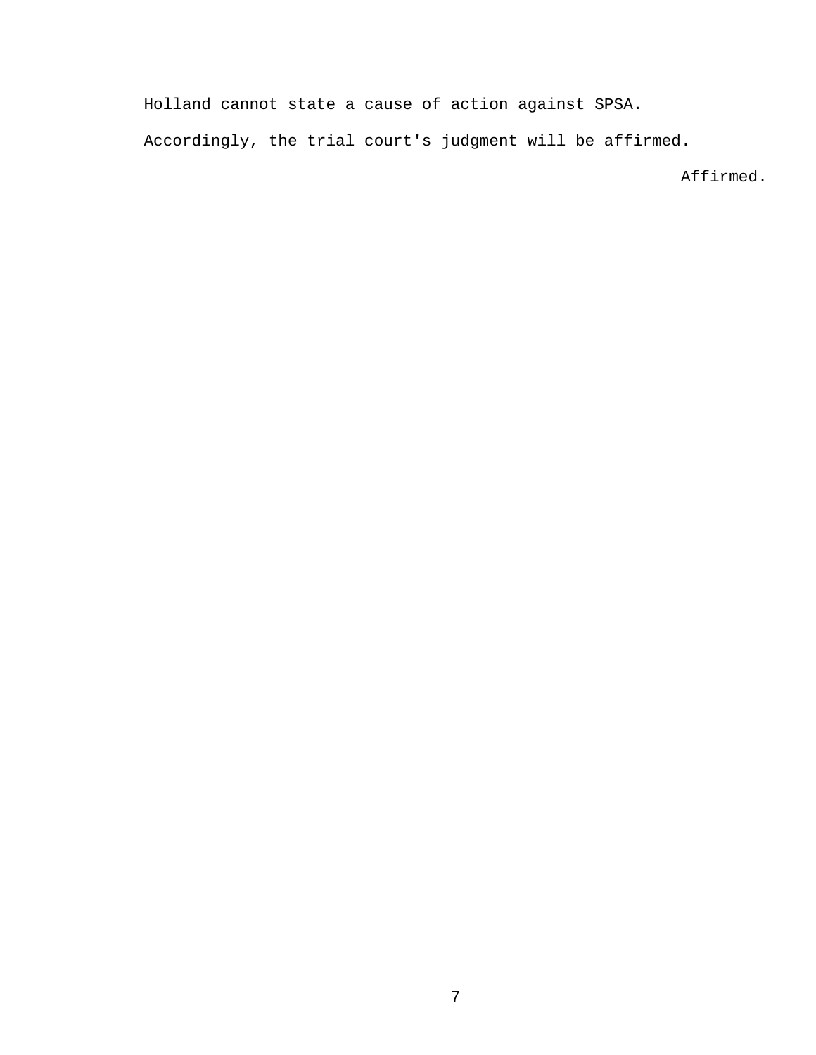Holland cannot state a cause of action against SPSA.

Accordingly, the trial court's judgment will be affirmed.

Affirmed.